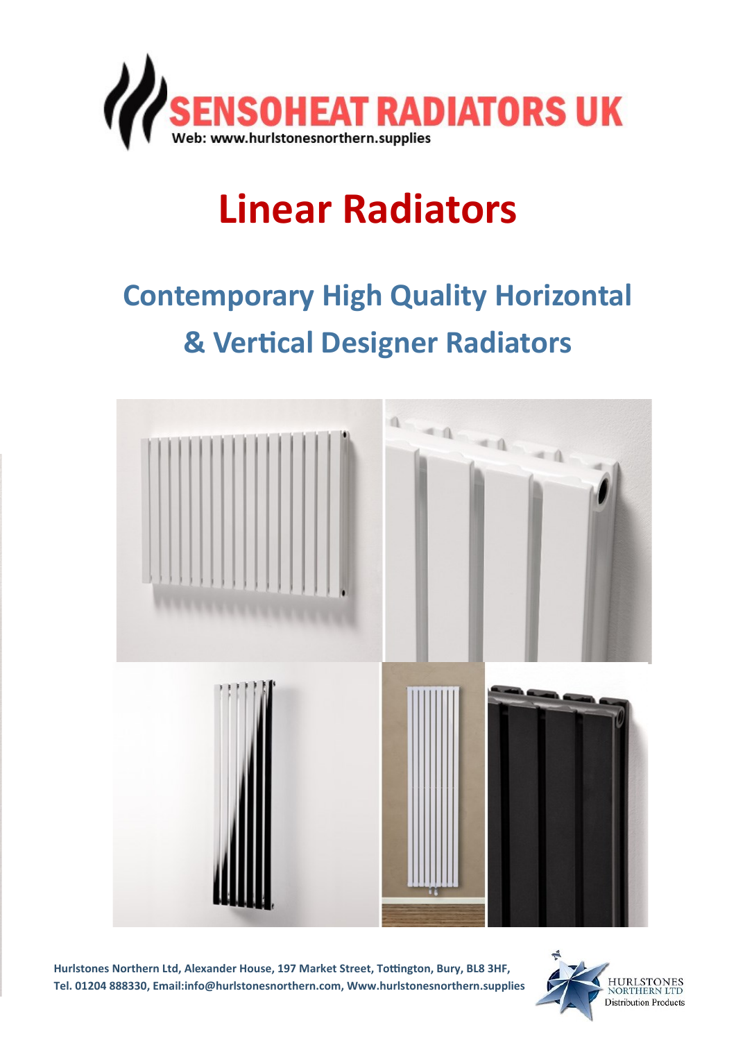SENSOHEAT RADIATORS UK

Web: www.hurlstonesnorthern.supplies

# Linear Radiators

## Contemporary High Quality Horizontal & Vertical Designer Radiators

**Hurlstones Northern Ltd, Alexander House, 197 Market Street, Tottington, Bury, BL8 3HF, Tel. 01204 888330, Email:info@hurlstonesnorthern.com, Www.hurlstonesnorthern.supplies**

HURLSTONES NORTHERN LTD
Distribution Products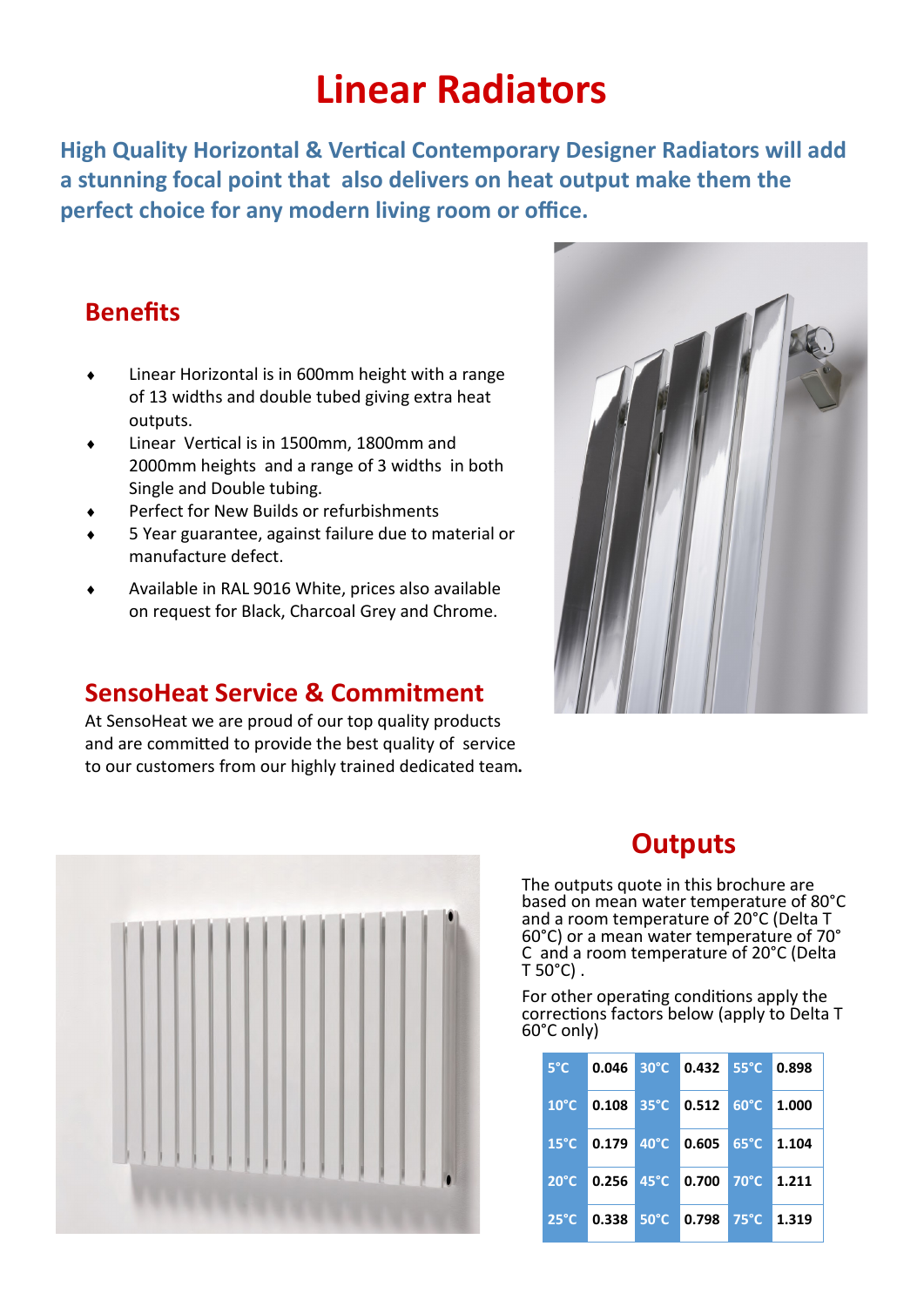# Linear Radiators

**High Quality Horizontal & Vertical Contemporary Designer Radiators will add a stunning focal point that also delivers on heat output make them the perfect choice for any modern living room or office.**

## Benefits

- Linear Horizontal is in 600mm height with a range of 13 widths and double tubed giving extra heat outputs.
- Linear Vertical is in 1500mm, 1800mm and 2000mm heights and a range of 3 widths in both Single and Double tubing.
- Perfect for New Builds or refurbishments
- 5 Year guarantee, against failure due to material or manufacture defect.
- Available in RAL 9016 White, prices also available on request for Black, Charcoal Grey and Chrome.

## SensoHeat Service & Commitment

At SensoHeat we are proud of our top quality products and are committed to provide the best quality of service to our customers from our highly trained dedicated team.

## Outputs

The outputs quote in this brochure are based on mean water temperature of 80°C and a room temperature of 20°C (Delta T 60°C) or a mean water temperature of 70°C and a room temperature of 20°C (Delta T 50°C) .

For other operating conditions apply the corrections factors below (apply to Delta T 60°C only)

| | | | | | |
|---|---|---|---|---|---|
| 5°C | 0.046 | 30°C | 0.432 | 55°C | 0.898 |
| 10°C | 0.108 | 35°C | 0.512 | 60°C | 1.000 |
| 15°C | 0.179 | 40°C | 0.605 | 65°C | 1.104 |
| 20°C | 0.256 | 45°C | 0.700 | 70°C | 1.211 |
| 25°C | 0.338 | 50°C | 0.798 | 75°C | 1.319 |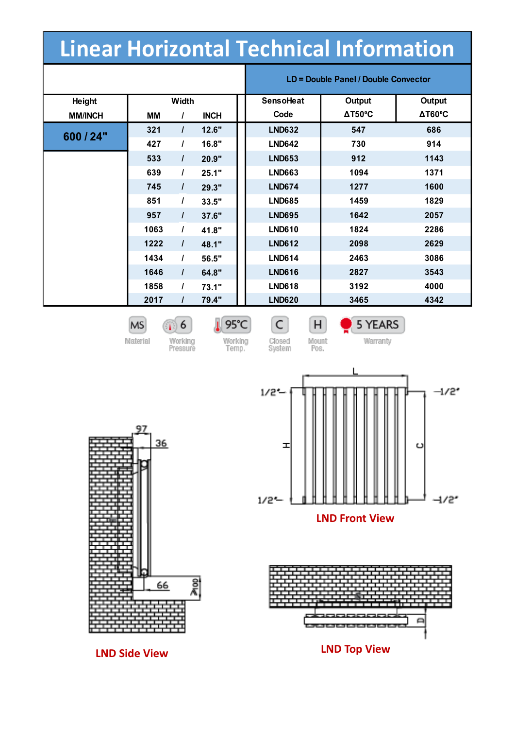# Linear Horizontal Technical Information

| Height MM/INCH | Width MM / INCH | SensoHeat Code | Output ΔT50ºC | Output ΔT60ºC |
|---|---|---|---|---|
| | | LD = Double Panel / Double Convector | | |
| 600 / 24" | 321 / 12.6" | LND632 | 547 | 686 |
| | 427 / 16.8" | LND642 | 730 | 914 |
| | 533 / 20.9" | LND653 | 912 | 1143 |
| | 639 / 25.1" | LND663 | 1094 | 1371 |
| | 745 / 29.3" | LND674 | 1277 | 1600 |
| | 851 / 33.5" | LND685 | 1459 | 1829 |
| | 957 / 37.6" | LND695 | 1642 | 2057 |
| | 1063 / 41.8" | LND610 | 1824 | 2286 |
| | 1222 / 48.1" | LND612 | 2098 | 2629 |
| | 1434 / 56.5" | LND614 | 2463 | 3086 |
| | 1646 / 64.8" | LND616 | 2827 | 3543 |
| | 1858 / 73.1" | LND618 | 3192 | 4000 |
| | 2017 / 79.4" | LND620 | 3465 | 4342 |

MS Material | 6 Working Pressure | 95°C Working Temp. | C Closed System | H Mount Pos. | 5 YEARS Warranty

LND Front View

LND Side View

LND Top View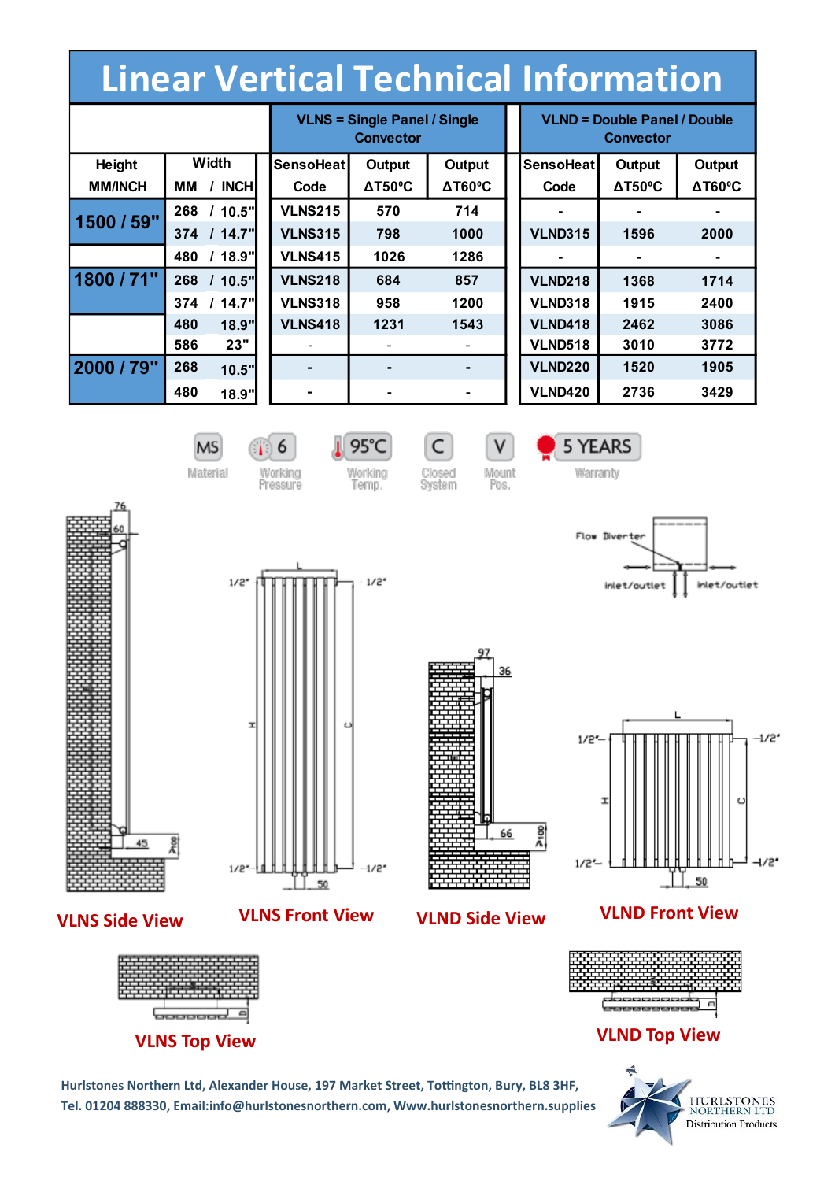# Linear Vertical Technical Information

| Height MM/INCH | Width MM / INCH | VLNS = Single Panel / Single Convector | | | VLND = Double Panel / Double Convector | | |
|---|---|---|---|---|---|---|---|
| | | SensoHeat Code | Output ΔT50ºC | Output ΔT60ºC | SensoHeat Code | Output ΔT50ºC | Output ΔT60ºC |
| 1500 / 59" | 268 / 10.5" | VLNS215 | 570 | 714 | - | - | - |
| | 374 / 14.7" | VLNS315 | 798 | 1000 | VLND315 | 1596 | 2000 |
| | 480 / 18.9" | VLNS415 | 1026 | 1286 | - | - | - |
| 1800 / 71" | 268 / 10.5" | VLNS218 | 684 | 857 | VLND218 | 1368 | 1714 |
| | 374 / 14.7" | VLNS318 | 958 | 1200 | VLND318 | 1915 | 2400 |
| | 480 18.9" | VLNS418 | 1231 | 1543 | VLND418 | 2462 | 3086 |
| | 586 23" | - | - | - | VLND518 | 3010 | 3772 |
| 2000 / 79" | 268 10.5" | - | - | - | VLND220 | 1520 | 1905 |
| | 480 18.9" | - | - | - | VLND420 | 2736 | 3429 |

MS Material | 6 Working Pressure | 95°C Working Temp. | C Closed System | V Mount Pos. | 5 YEARS Warranty

76
60
45
≥100

1/2"
L
H
C
50

Flow Diverter
inlet/outlet
inlet/outlet

97
36
66
≥100

VLNS Side View

VLNS Front View

VLND Side View

VLND Front View

VLNS Top View

VLND Top View

Hurlstones Northern Ltd, Alexander House, 197 Market Street, Tottington, Bury, BL8 3HF,
Tel. 01204 888330, Email:info@hurlstonesnorthern.com, Www.hurlstonesnorthern.supplies

HURLSTONES NORTHERN LTD
Distribution Products